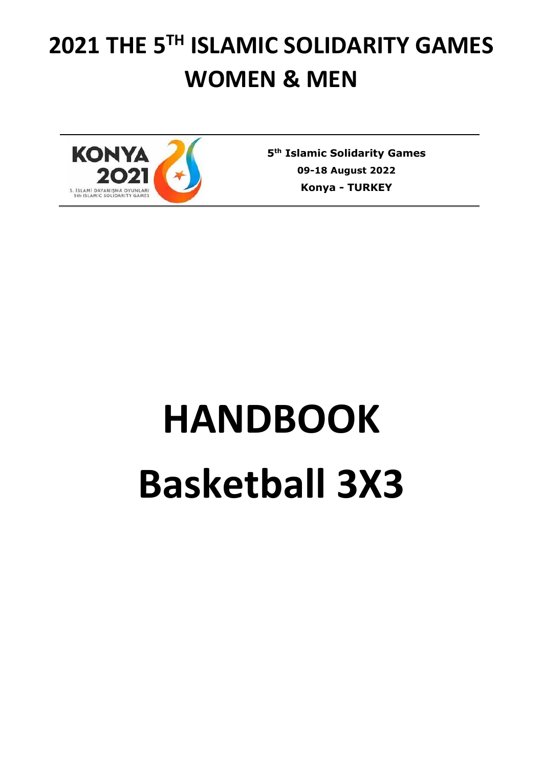# 2021 THE 5[TH] ISLAMIC SOLIDARITY GAMES WOMEN & MEN

KONYA 2021
5. İSLAMİ DAYANIŞMA OYUNLARI
5th ISLAMIC SOLIDARITY GAMES

**5[th] Islamic Solidarity Games**
**09-18 August 2022**
**Konya - TURKEY**

# HANDBOOK

# Basketball 3X3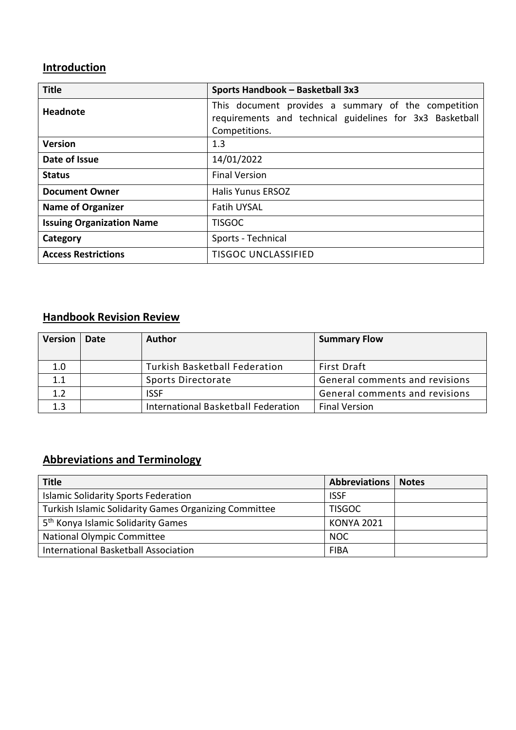## Introduction

| Title | Sports Handbook – Basketball 3x3 |
|---|---|
| Headnote | This document provides a summary of the competition requirements and technical guidelines for 3x3 Basketball Competitions. |
| Version | 1.3 |
| Date of Issue | 14/01/2022 |
| Status | Final Version |
| Document Owner | Halis Yunus ERSOZ |
| Name of Organizer | Fatih UYSAL |
| Issuing Organization Name | TISGOC |
| Category | Sports - Technical |
| Access Restrictions | TISGOC UNCLASSIFIED |

## Handbook Revision Review

| Version | Date | Author | Summary Flow |
|---|---|---|---|
| 1.0 | | Turkish Basketball Federation | First Draft |
| 1.1 | | Sports Directorate | General comments and revisions |
| 1.2 | | ISSF | General comments and revisions |
| 1.3 | | International Basketball Federation | Final Version |

## Abbreviations and Terminology

| Title | Abbreviations | Notes |
|---|---|---|
| Islamic Solidarity Sports Federation | ISSF | |
| Turkish Islamic Solidarity Games Organizing Committee | TISGOC | |
| 5th Konya Islamic Solidarity Games | KONYA 2021 | |
| National Olympic Committee | NOC | |
| International Basketball Association | FIBA | |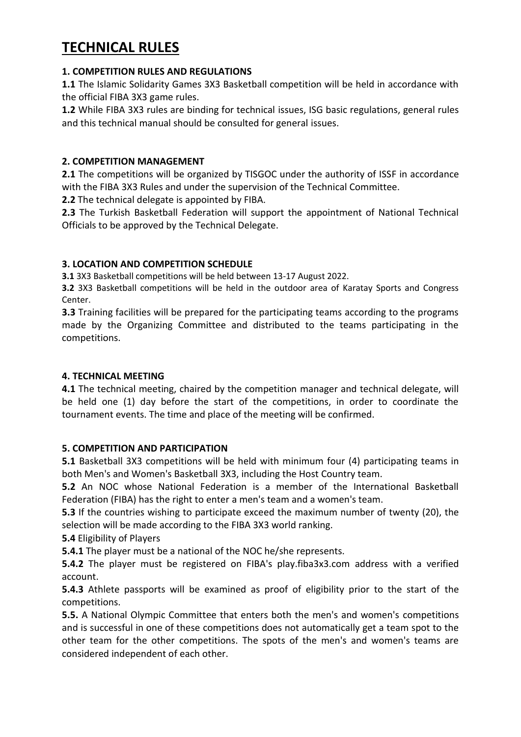# TECHNICAL RULES

### 1. COMPETITION RULES AND REGULATIONS

**1.1** The Islamic Solidarity Games 3X3 Basketball competition will be held in accordance with the official FIBA 3X3 game rules.

**1.2** While FIBA 3X3 rules are binding for technical issues, ISG basic regulations, general rules and this technical manual should be consulted for general issues.

### 2. COMPETITION MANAGEMENT

**2.1** The competitions will be organized by TISGOC under the authority of ISSF in accordance with the FIBA 3X3 Rules and under the supervision of the Technical Committee.

**2.2** The technical delegate is appointed by FIBA.

**2.3** The Turkish Basketball Federation will support the appointment of National Technical Officials to be approved by the Technical Delegate.

### 3. LOCATION AND COMPETITION SCHEDULE

**3.1** 3X3 Basketball competitions will be held between 13-17 August 2022.

**3.2** 3X3 Basketball competitions will be held in the outdoor area of Karatay Sports and Congress Center.

**3.3** Training facilities will be prepared for the participating teams according to the programs made by the Organizing Committee and distributed to the teams participating in the competitions.

### 4. TECHNICAL MEETING

**4.1** The technical meeting, chaired by the competition manager and technical delegate, will be held one (1) day before the start of the competitions, in order to coordinate the tournament events. The time and place of the meeting will be confirmed.

### 5. COMPETITION AND PARTICIPATION

**5.1** Basketball 3X3 competitions will be held with minimum four (4) participating teams in both Men's and Women's Basketball 3X3, including the Host Country team.

**5.2** An NOC whose National Federation is a member of the International Basketball Federation (FIBA) has the right to enter a men's team and a women's team.

**5.3** If the countries wishing to participate exceed the maximum number of twenty (20), the selection will be made according to the FIBA 3X3 world ranking.

**5.4** Eligibility of Players

**5.4.1** The player must be a national of the NOC he/she represents.

**5.4.2** The player must be registered on FIBA's play.fiba3x3.com address with a verified account.

**5.4.3** Athlete passports will be examined as proof of eligibility prior to the start of the competitions.

**5.5.** A National Olympic Committee that enters both the men's and women's competitions and is successful in one of these competitions does not automatically get a team spot to the other team for the other competitions. The spots of the men's and women's teams are considered independent of each other.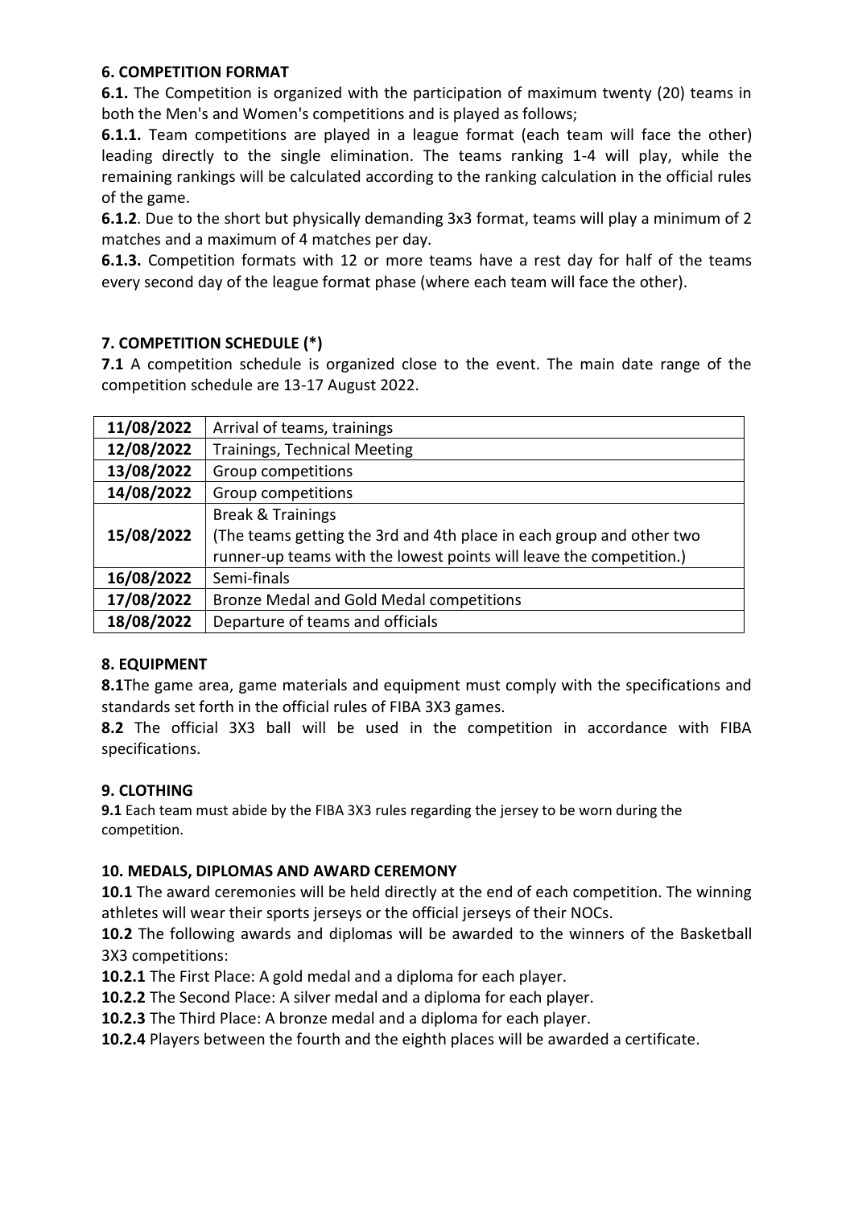## 6. COMPETITION FORMAT

**6.1.** The Competition is organized with the participation of maximum twenty (20) teams in both the Men's and Women's competitions and is played as follows;

**6.1.1.** Team competitions are played in a league format (each team will face the other) leading directly to the single elimination. The teams ranking 1-4 will play, while the remaining rankings will be calculated according to the ranking calculation in the official rules of the game.

**6.1.2**. Due to the short but physically demanding 3x3 format, teams will play a minimum of 2 matches and a maximum of 4 matches per day.

**6.1.3.** Competition formats with 12 or more teams have a rest day for half of the teams every second day of the league format phase (where each team will face the other).

## 7. COMPETITION SCHEDULE (*)

**7.1** A competition schedule is organized close to the event. The main date range of the competition schedule are 13-17 August 2022.

| | |
|---|---|
| **11/08/2022** | Arrival of teams, trainings |
| **12/08/2022** | Trainings, Technical Meeting |
| **13/08/2022** | Group competitions |
| **14/08/2022** | Group competitions |
| **15/08/2022** | Break & Trainings<br>(The teams getting the 3rd and 4th place in each group and other two runner-up teams with the lowest points will leave the competition.) |
| **16/08/2022** | Semi-finals |
| **17/08/2022** | Bronze Medal and Gold Medal competitions |
| **18/08/2022** | Departure of teams and officials |

## 8. EQUIPMENT

**8.1**The game area, game materials and equipment must comply with the specifications and standards set forth in the official rules of FIBA 3X3 games.

**8.2** The official 3X3 ball will be used in the competition in accordance with FIBA specifications.

## 9. CLOTHING

**9.1** Each team must abide by the FIBA 3X3 rules regarding the jersey to be worn during the competition.

## 10. MEDALS, DIPLOMAS AND AWARD CEREMONY

**10.1** The award ceremonies will be held directly at the end of each competition. The winning athletes will wear their sports jerseys or the official jerseys of their NOCs.

**10.2** The following awards and diplomas will be awarded to the winners of the Basketball 3X3 competitions:

**10.2.1** The First Place: A gold medal and a diploma for each player.

**10.2.2** The Second Place: A silver medal and a diploma for each player.

**10.2.3** The Third Place: A bronze medal and a diploma for each player.

**10.2.4** Players between the fourth and the eighth places will be awarded a certificate.